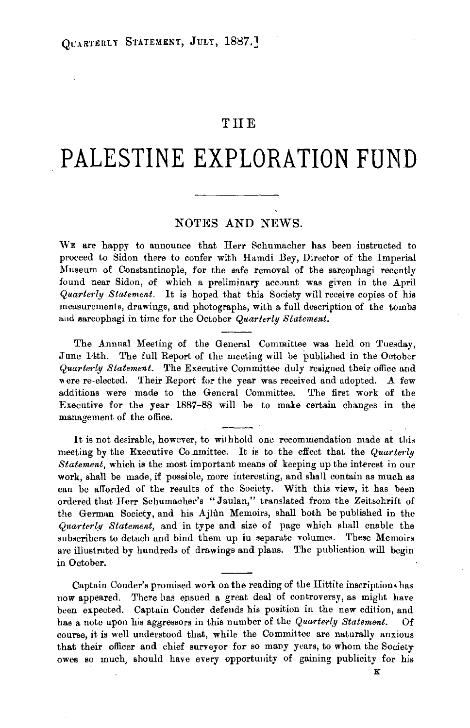# THE PALESTINE EXPLORATION FUND

## NOTES AND NEWS.

We are happy to announce that Herr Schumacher has been instructed to proceed to Sidon there to confer with Hamdi Bey, Director of the Imperial Museum of Constantinople, for the safe removal of the sarcophagi recently found near Sidon, of which a preliminary account was given in the April *Quarterly Statement*. It is hoped that this Society will receive copies of his measurements, drawings, and photographs, with a full description of the tombs and sarcophagi in time for the October *Quarterly Statement*.

The Annual Meeting of the General Committee was held on Tuesday, June 14th. The full Report of the meeting will be published in the October *Quarterly Statement*. The Executive Committee duly resigned their office and were re-elected. Their Report for the year was received and adopted. A few additions were made to the General Committee. The first work of the Executive for the year 1887–88 will be to make certain changes in the management of the office.

It is not desirable, however, to withhold one recommendation made at this meeting by the Executive Committee. It is to the effect that the *Quarterly Statement*, which is the most important means of keeping up the interest in our work, shall be made, if possible, more interesting, and shall contain as much as can be afforded of the results of the Society. With this view, it has been ordered that Herr Schumacher's "Jaulan," translated from the Zeitschrift of the German Society, and his Ajlûn Memoirs, shall both be published in the *Quarterly Statement*, and in type and size of page which shall enable the subscribers to detach and bind them up in separate volumes. These Memoirs are illustrated by hundreds of drawings and plans. The publication will begin in October.

Captain Conder's promised work on the reading of the Hittite inscriptions has now appeared. There has ensued a great deal of controversy, as might have been expected. Captain Conder defends his position in the new edition, and has a note upon his aggressors in this number of the *Quarterly Statement*. Of course, it is well understood that, while the Committee are naturally anxious that their officer and chief surveyor for so many years, to whom the Society owes so much, should have every opportunity of gaining publicity for his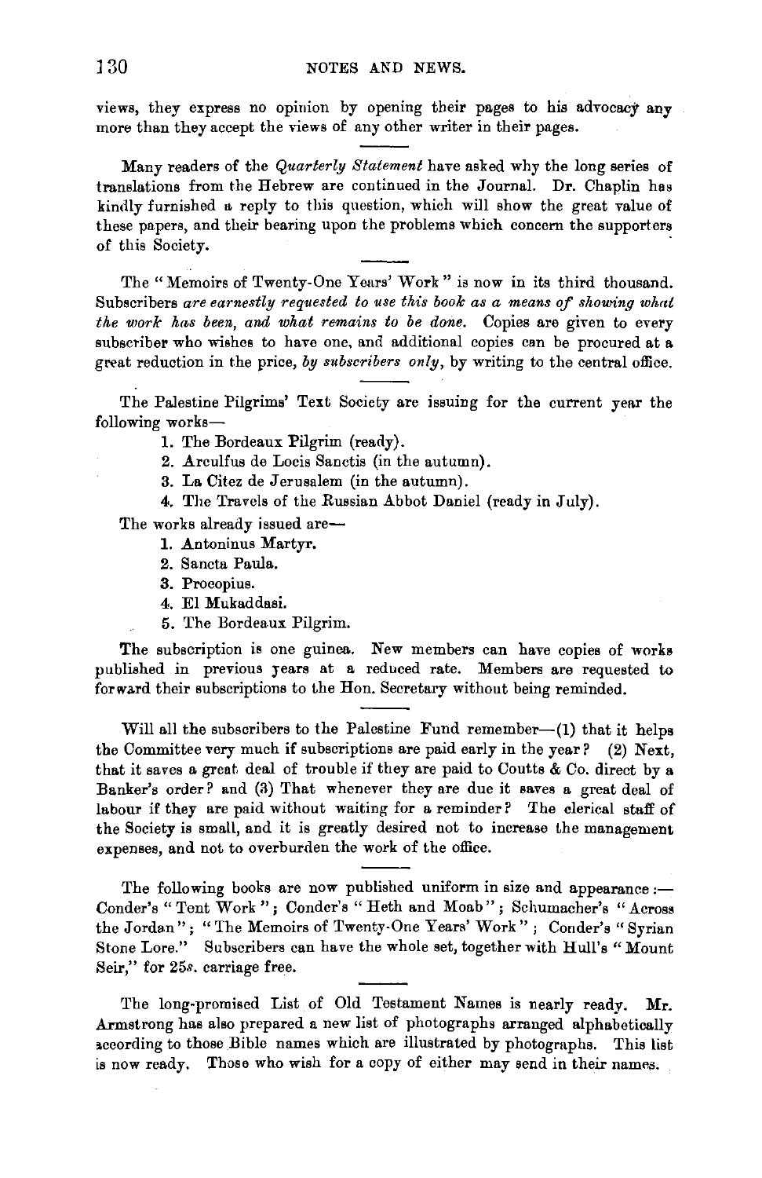views, they express no opinion by opening their pages to his advocacy any more than they accept the views of any other writer in their pages.

---

Many readers of the *Quarterly Statement* have asked why the long series of translations from the Hebrew are continued in the Journal. Dr. Chaplin has kindly furnished a reply to this question, which will show the great value of these papers, and their bearing upon the problems which concern the supporters of this Society.

---

The "Memoirs of Twenty-One Years' Work" is now in its third thousand. Subscribers *are earnestly requested to use this book as a means of showing what the work has been, and what remains to be done.* Copies are given to every subscriber who wishes to have one, and additional copies can be procured at a great reduction in the price, *by subscribers only*, by writing to the central office.

---

The Palestine Pilgrims' Text Society are issuing for the current year the following works—

1. The Bordeaux Pilgrim (ready).
2. Arculfus de Locis Sanctis (in the autumn).
3. La Citez de Jerusalem (in the autumn).
4. The Travels of the Russian Abbot Daniel (ready in July).

The works already issued are—

1. Antoninus Martyr.
2. Sancta Paula.
3. Procopius.
4. El Mukaddasi.
5. The Bordeaux Pilgrim.

The subscription is one guinea. New members can have copies of works published in previous years at a reduced rate. Members are requested to forward their subscriptions to the Hon. Secretary without being reminded.

---

Will all the subscribers to the Palestine Fund remember—(1) that it helps the Committee very much if subscriptions are paid early in the year? (2) Next, that it saves a great deal of trouble if they are paid to Coutts & Co. direct by a Banker's order? and (3) That whenever they are due it saves a great deal of labour if they are paid without waiting for a reminder? The clerical staff of the Society is small, and it is greatly desired not to increase the management expenses, and not to overburden the work of the office.

---

The following books are now published uniform in size and appearance:—Conder's "Tent Work"; Conder's "Heth and Moab"; Schumacher's "Across the Jordan"; "The Memoirs of Twenty-One Years' Work"; Conder's "Syrian Stone Lore." Subscribers can have the whole set, together with Hull's "Mount Seir," for 25*s.* carriage free.

---

The long-promised List of Old Testament Names is nearly ready. Mr. Armstrong has also prepared a new list of photographs arranged alphabetically according to those Bible names which are illustrated by photographs. This list is now ready. Those who wish for a copy of either may send in their names.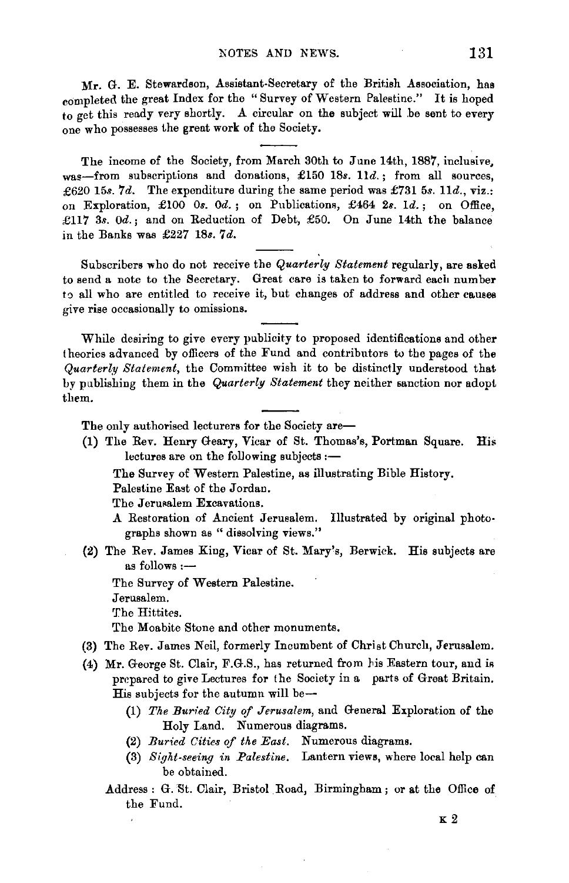Mr. G. E. Stewardson, Assistant-Secretary of the British Association, has completed the great Index for the "Survey of Western Palestine." It is hoped to get this ready very shortly. A circular on the subject will be sent to every one who possesses the great work of the Society.

---

The income of the Society, from March 30th to June 14th, 1887, inclusive, was—from subscriptions and donations, £150 18*s.* 11*d.*; from all sources, £620 15*s.* 7*d.* The expenditure during the same period was £731 5*s.* 11*d.*, viz.: on Exploration, £100 0*s.* 0*d.*; on Publications, £464 2*s.* 1*d.*; on Office, £117 3*s.* 0*d.*; and on Reduction of Debt, £50. On June 14th the balance in the Banks was £227 18*s.* 7*d.*

---

Subscribers who do not receive the *Quarterly Statement* regularly, are asked to send a note to the Secretary. Great care is taken to forward each number to all who are entitled to receive it, but changes of address and other causes give rise occasionally to omissions.

---

While desiring to give every publicity to proposed identifications and other theories advanced by officers of the Fund and contributors to the pages of the *Quarterly Statement*, the Committee wish it to be distinctly understood that by publishing them in the *Quarterly Statement* they neither sanction nor adopt them.

---

The only authorised lecturers for the Society are—

(1) The Rev. Henry Geary, Vicar of St. Thomas's, Portman Square. His lectures are on the following subjects:—

The Survey of Western Palestine, as illustrating Bible History.
Palestine East of the Jordan.
The Jerusalem Excavations.
A Restoration of Ancient Jerusalem. Illustrated by original photographs shown as "dissolving views."

(2) The Rev. James King, Vicar of St. Mary's, Berwick. His subjects are as follows:—

The Survey of Western Palestine.
Jerusalem.
The Hittites.
The Moabite Stone and other monuments.

(3) The Rev. James Neil, formerly Incumbent of Christ Church, Jerusalem.

(4) Mr. George St. Clair, F.G.S., has returned from his Eastern tour, and is prepared to give Lectures for the Society in a parts of Great Britain. His subjects for the autumn will be—

(1) *The Buried City of Jerusalem*, and General Exploration of the Holy Land. Numerous diagrams.
(2) *Buried Cities of the East.* Numerous diagrams.
(3) *Sight-seeing in Palestine.* Lantern views, where local help can be obtained.

Address: G. St. Clair, Bristol Road, Birmingham; or at the Office of the Fund.